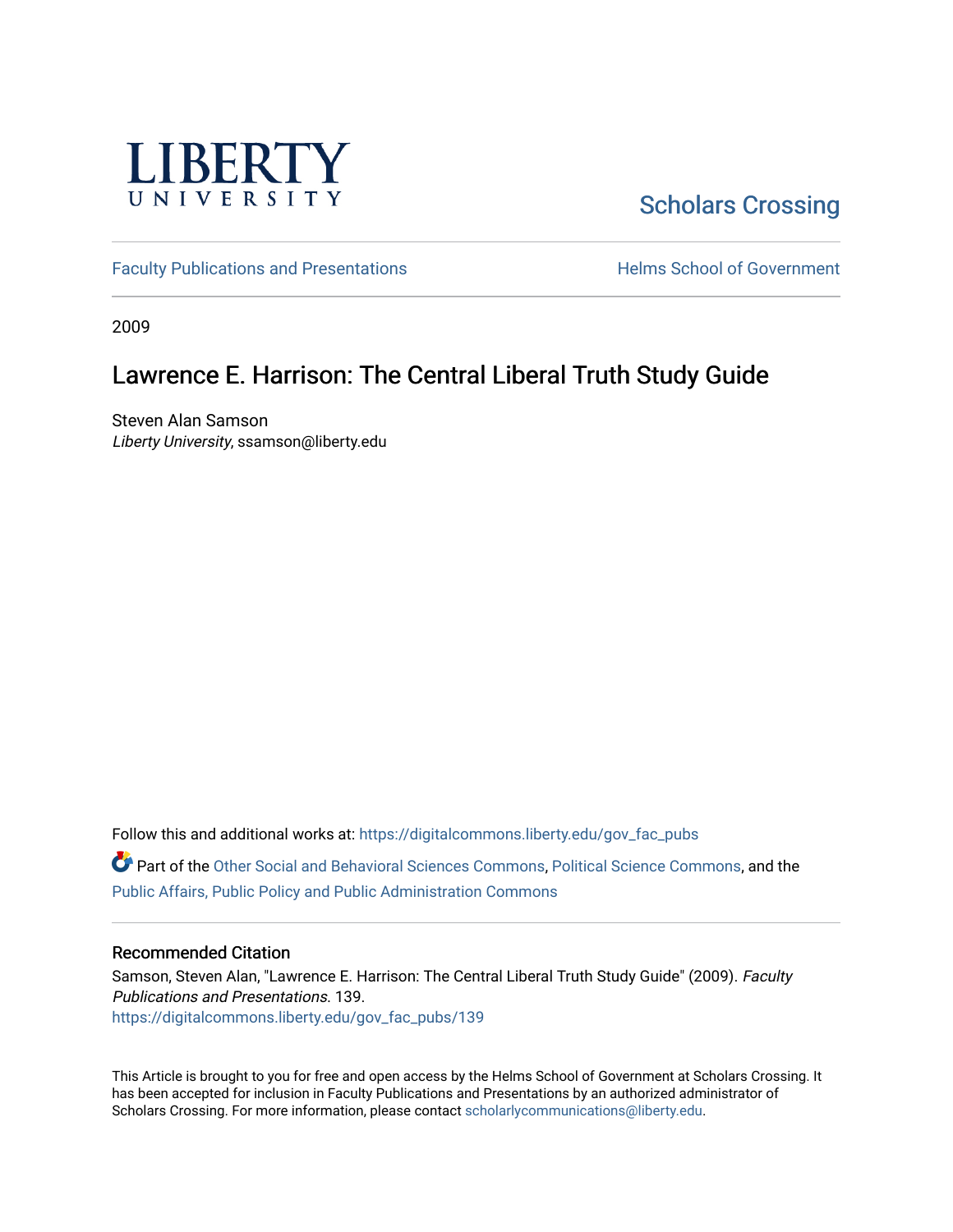LIBERTY UNIVERSITY

Scholars Crossing

Faculty Publications and Presentations

Helms School of Government

2009

# Lawrence E. Harrison: The Central Liberal Truth Study Guide

Steven Alan Samson
*Liberty University*, ssamson@liberty.edu

Follow this and additional works at: https://digitalcommons.liberty.edu/gov_fac_pubs

Part of the Other Social and Behavioral Sciences Commons, Political Science Commons, and the Public Affairs, Public Policy and Public Administration Commons

## Recommended Citation

Samson, Steven Alan, "Lawrence E. Harrison: The Central Liberal Truth Study Guide" (2009). *Faculty Publications and Presentations*. 139.
https://digitalcommons.liberty.edu/gov_fac_pubs/139

This Article is brought to you for free and open access by the Helms School of Government at Scholars Crossing. It has been accepted for inclusion in Faculty Publications and Presentations by an authorized administrator of Scholars Crossing. For more information, please contact scholarlycommunications@liberty.edu.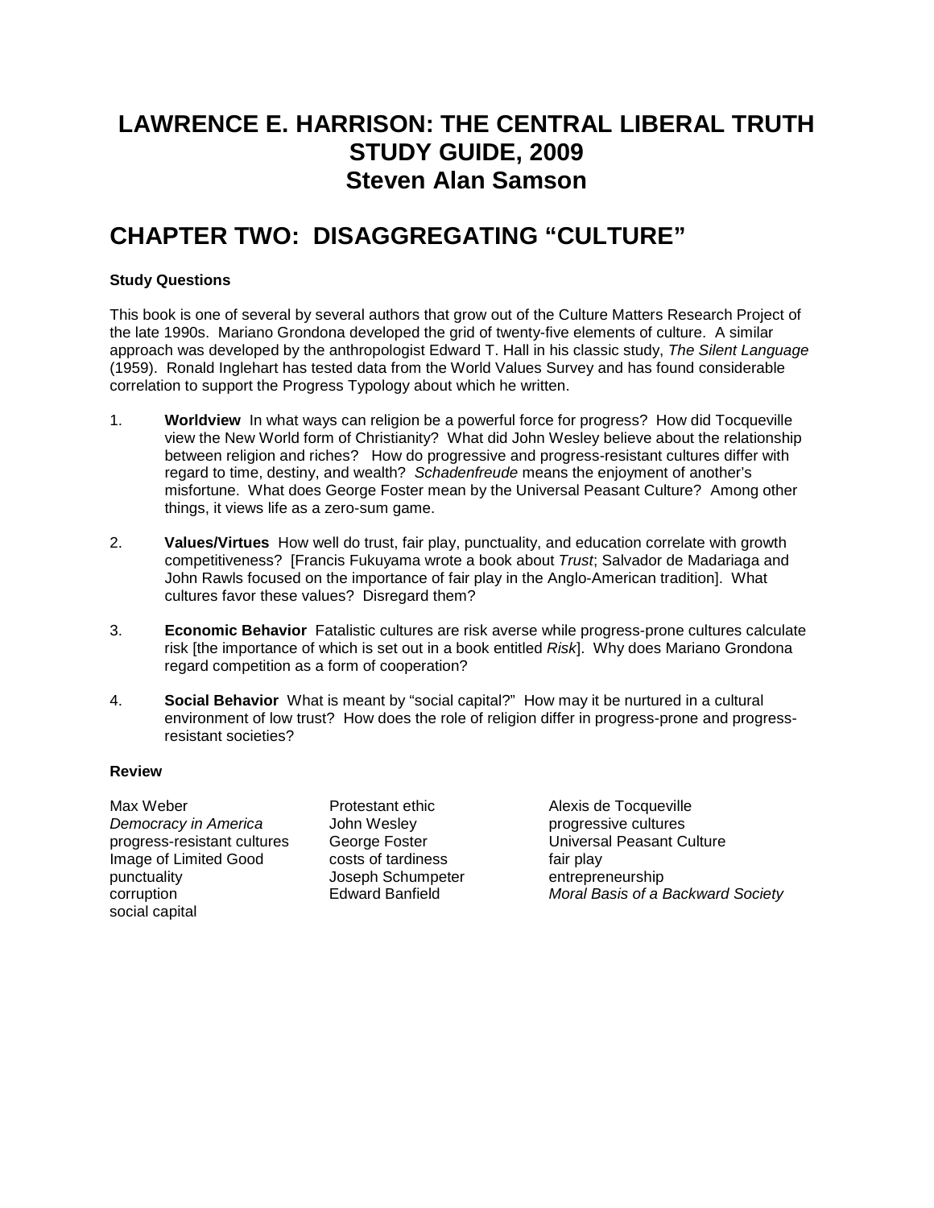# LAWRENCE E. HARRISON: THE CENTRAL LIBERAL TRUTH STUDY GUIDE, 2009 Steven Alan Samson

## CHAPTER TWO: DISAGGREGATING "CULTURE"

**Study Questions**

This book is one of several by several authors that grow out of the Culture Matters Research Project of the late 1990s. Mariano Grondona developed the grid of twenty-five elements of culture. A similar approach was developed by the anthropologist Edward T. Hall in his classic study, *The Silent Language* (1959). Ronald Inglehart has tested data from the World Values Survey and has found considerable correlation to support the Progress Typology about which he written.

1. **Worldview** In what ways can religion be a powerful force for progress? How did Tocqueville view the New World form of Christianity? What did John Wesley believe about the relationship between religion and riches? How do progressive and progress-resistant cultures differ with regard to time, destiny, and wealth? *Schadenfreude* means the enjoyment of another's misfortune. What does George Foster mean by the Universal Peasant Culture? Among other things, it views life as a zero-sum game.

2. **Values/Virtues** How well do trust, fair play, punctuality, and education correlate with growth competitiveness? [Francis Fukuyama wrote a book about *Trust*; Salvador de Madariaga and John Rawls focused on the importance of fair play in the Anglo-American tradition]. What cultures favor these values? Disregard them?

3. **Economic Behavior** Fatalistic cultures are risk averse while progress-prone cultures calculate risk [the importance of which is set out in a book entitled *Risk*]. Why does Mariano Grondona regard competition as a form of cooperation?

4. **Social Behavior** What is meant by "social capital?" How may it be nurtured in a cultural environment of low trust? How does the role of religion differ in progress-prone and progress-resistant societies?

**Review**

Max Weber
*Democracy in America*
progress-resistant cultures
Image of Limited Good
punctuality
corruption
social capital
Protestant ethic
John Wesley
George Foster
costs of tardiness
Joseph Schumpeter
Edward Banfield
Alexis de Tocqueville
progressive cultures
Universal Peasant Culture
fair play
entrepreneurship
*Moral Basis of a Backward Society*